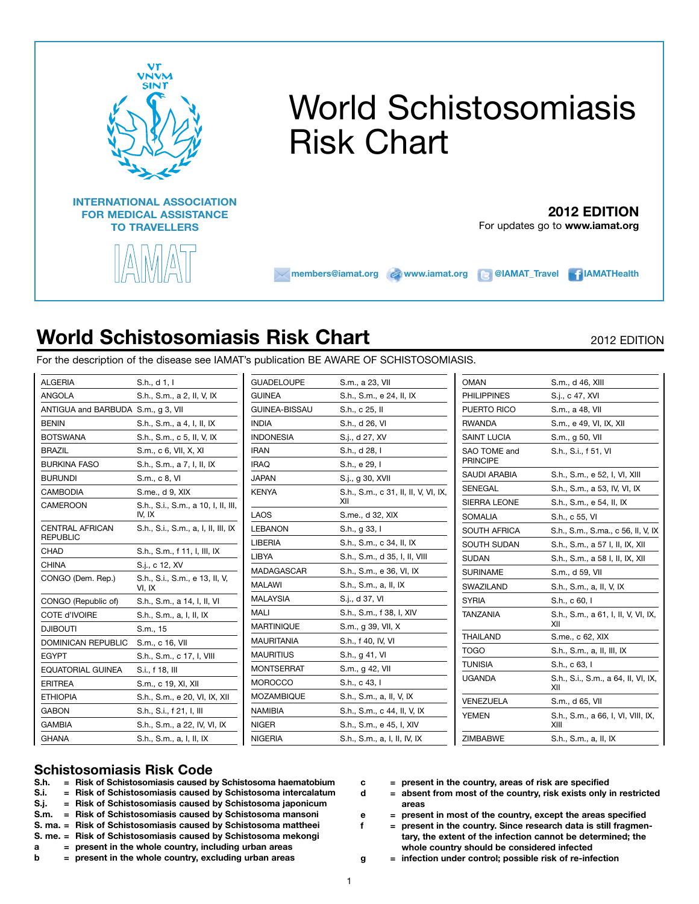VT VNVM SINT

# World Schistosomiasis Risk Chart

**INTERNATIONAL ASSOCIATION FOR MEDICAL ASSISTANCE TO TRAVELLERS**

IAMAT

**2012 EDITION**
For updates go to **www.iamat.org**

members@iamat.org www.iamat.org @IAMAT_Travel IAMATHealth

## World Schistosomiasis Risk Chart

2012 EDITION

For the description of the disease see IAMAT's publication BE AWARE OF SCHISTOSOMIASIS.

| Country | Risk |
|---|---|
| ALGERIA | S.h., d 1, I |
| ANGOLA | S.h., S.m., a 2, II, V, IX |
| ANTIGUA and BARBUDA | S.m., g 3, VII |
| BENIN | S.h., S.m., a 4, I, II, IX |
| BOTSWANA | S.h., S.m., c 5, II, V, IX |
| BRAZIL | S.m., c 6, VII, X, XI |
| BURKINA FASO | S.h., S.m., a 7, I, II, IX |
| BURUNDI | S.m., c 8, VI |
| CAMBODIA | S.me., d 9, XIX |
| CAMEROON | S.h., S.i., S.m., a 10, I, II, III, IV, IX |
| CENTRAL AFRICAN REPUBLIC | S.h., S.i., S.m., a, I, II, III, IX |
| CHAD | S.h., S.m., f 11, I, III, IX |
| CHINA | S.j., c 12, XV |
| CONGO (Dem. Rep.) | S.h., S.i., S.m., e 13, II, V, VI, IX |
| CONGO (Republic of) | S.h., S.m., a 14, I, II, VI |
| COTE d'IVOIRE | S.h., S.m., a, I, II, IX |
| DJIBOUTI | S.m., 15 |
| DOMINICAN REPUBLIC | S.m., c 16, VII |
| EGYPT | S.h., S.m., c 17, I, VIII |
| EQUATORIAL GUINEA | S.i., f 18, III |
| ERITREA | S.m., c 19, XI, XII |
| ETHIOPIA | S.h., S.m., e 20, VI, IX, XII |
| GABON | S.h., S.i., f 21, I, III |
| GAMBIA | S.h., S.m., a 22, IV, VI, IX |
| GHANA | S.h., S.m., a, I, II, IX |
| GUADELOUPE | S.m., a 23, VII |
| GUINEA | S.h., S.m., e 24, II, IX |
| GUINEA-BISSAU | S.h., c 25, II |
| INDIA | S.h., d 26, VI |
| INDONESIA | S.j., d 27, XV |
| IRAN | S.h., d 28, I |
| IRAQ | S.h., e 29, I |
| JAPAN | S.j., g 30, XVII |
| KENYA | S.h., S.m., c 31, II, II, V, VI, IX, XII |
| LAOS | S.me., d 32, XIX |
| LEBANON | S.h., g 33, I |
| LIBERIA | S.h., S.m., c 34, II, IX |
| LIBYA | S.h., S.m., d 35, I, II, VIII |
| MADAGASCAR | S.h., S.m., e 36, VI, IX |
| MALAWI | S.h., S.m., a, II, IX |
| MALAYSIA | S.j., d 37, VI |
| MALI | S.h., S.m., f 38, I, XIV |
| MARTINIQUE | S.m., g 39, VII, X |
| MAURITANIA | S.h., f 40, IV, VI |
| MAURITIUS | S.h., g 41, VI |
| MONTSERRAT | S.m., g 42, VII |
| MOROCCO | S.h., c 43, I |
| MOZAMBIQUE | S.h., S.m., a, II, V, IX |
| NAMIBIA | S.h., S.m., c 44, II, V, IX |
| NIGER | S.h., S.m., e 45, I, XIV |
| NIGERIA | S.h., S.m., a, I, II, IV, IX |
| OMAN | S.m., d 46, XIII |
| PHILIPPINES | S.j., c 47, XVI |
| PUERTO RICO | S.m., a 48, VII |
| RWANDA | S.m., e 49, VI, IX, XII |
| SAINT LUCIA | S.m., g 50, VII |
| SAO TOME and PRINCIPE | S.h., S.i., f 51, VI |
| SAUDI ARABIA | S.h., S.m., e 52, I, VI, XIII |
| SENEGAL | S.h., S.m., a 53, IV, VI, IX |
| SIERRA LEONE | S.h., S.m., e 54, II, IX |
| SOMALIA | S.h., c 55, VI |
| SOUTH AFRICA | S.h., S.m., S.ma., c 56, II, V, IX |
| SOUTH SUDAN | S.h., S.m., a 57 I, II, IX, XII |
| SUDAN | S.h., S.m., a 58 I, II, IX, XII |
| SURINAME | S.m., d 59, VII |
| SWAZILAND | S.h., S.m., a, II, V, IX |
| SYRIA | S.h., c 60, I |
| TANZANIA | S.h., S.m., a 61, I, II, V, VI, IX, XII |
| THAILAND | S.me., c 62, XIX |
| TOGO | S.h., S.m., a, II, III, IX |
| TUNISIA | S.h., c 63, I |
| UGANDA | S.h., S.i., S.m., a 64, II, VI, IX, XII |
| VENEZUELA | S.m., d 65, VII |
| YEMEN | S.h., S.m., a 66, I, VI, VIII, IX, XIII |
| ZIMBABWE | S.h., S.m., a, II, IX |

## Schistosomiasis Risk Code

**S.h. = Risk of Schistosomiasis caused by Schistosoma haematobium**
**S.i. = Risk of Schistosomiasis caused by Schistosoma intercalatum**
**S.j. = Risk of Schistosomiasis caused by Schistosoma japonicum**
**S.m. = Risk of Schistosomiasis caused by Schistosoma mansoni**
**S. ma. = Risk of Schistosomiasis caused by Schistosoma mattheei**
**S. me. = Risk of Schistosomiasis caused by Schistosoma mekongi**
**a = present in the whole country, including urban areas**
**b = present in the whole country, excluding urban areas**
**c = present in the country, areas of risk are specified**
**d = absent from most of the country, risk exists only in restricted areas**
**e = present in most of the country, except the areas specified**
**f = present in the country. Since research data is still fragmentary, the extent of the infection cannot be determined; the whole country should be considered infected**
**g = infection under control; possible risk of re-infection**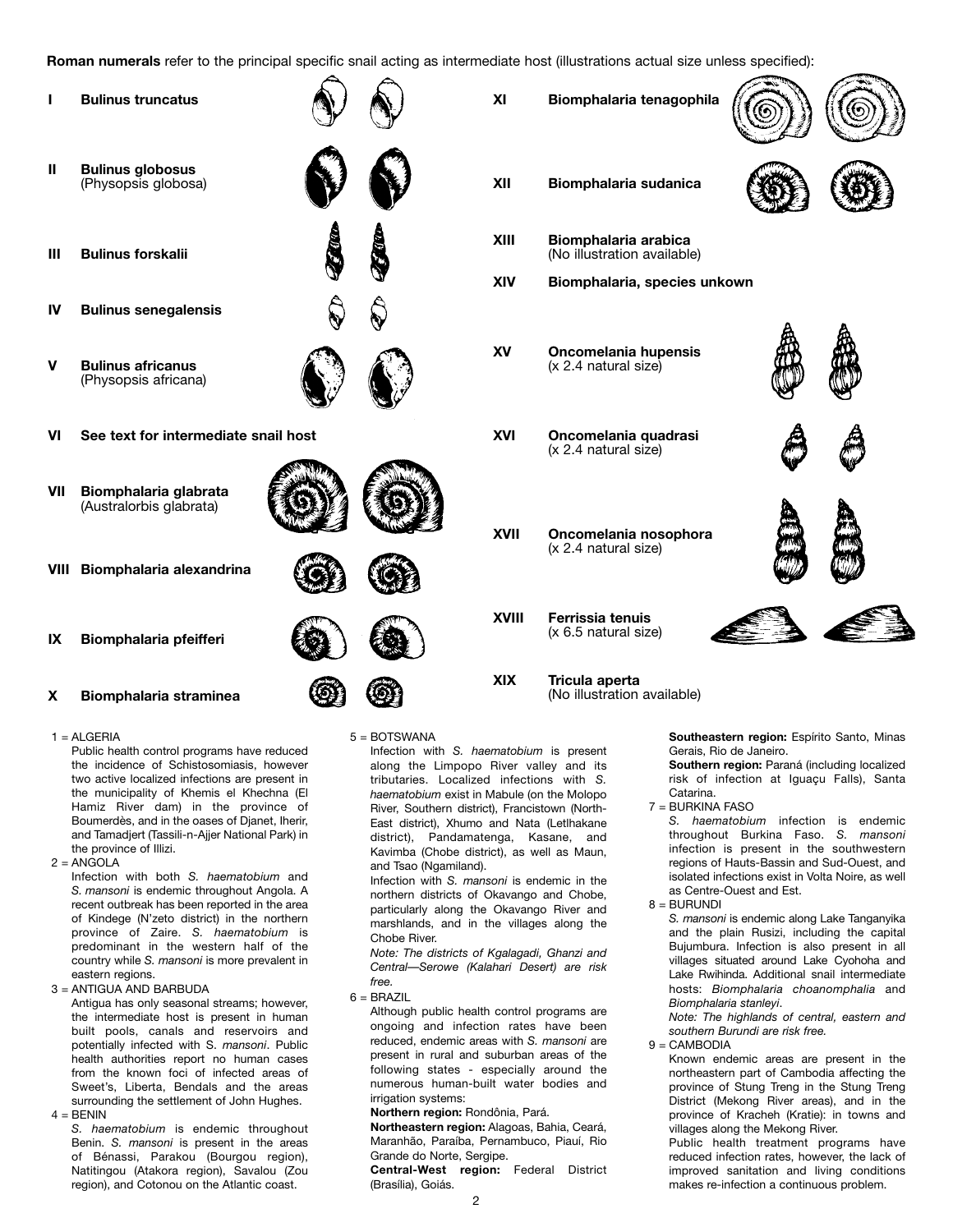**Roman numerals** refer to the principal specific snail acting as intermediate host (illustrations actual size unless specified):

- **I** **Bulinus truncatus**
- **II** **Bulinus globosus** (Physopsis globosa)
- **III** **Bulinus forskalii**
- **IV** **Bulinus senegalensis**
- **V** **Bulinus africanus** (Physopsis africana)
- **VI** **See text for intermediate snail host**
- **VII** **Biomphalaria glabrata** (Australorbis glabrata)
- **VIII** **Biomphalaria alexandrina**
- **IX** **Biomphalaria pfeifferi**
- **X** **Biomphalaria straminea**
- **XI** **Biomphalaria tenagophila**
- **XII** **Biomphalaria sudanica**
- **XIII** **Biomphalaria arabica** (No illustration available)
- **XIV** **Biomphalaria, species unkown**
- **XV** **Oncomelania hupensis** (x 2.4 natural size)
- **XVI** **Oncomelania quadrasi** (x 2.4 natural size)
- **XVII** **Oncomelania nosophora** (x 2.4 natural size)
- **XVIII** **Ferrissia tenuis** (x 6.5 natural size)
- **XIX** **Tricula aperta** (No illustration available)

1 = ALGERIA

Public health control programs have reduced the incidence of Schistosomiasis, however two active localized infections are present in the municipality of Khemis el Khechna (El Hamiz River dam) in the province of Boumerdès, and in the oases of Djanet, Iherir, and Tamadjert (Tassili-n-Ajjer National Park) in the province of Illizi.

2 = ANGOLA

Infection with both *S. haematobium* and *S. mansoni* is endemic throughout Angola. A recent outbreak has been reported in the area of Kindege (N'zeto district) in the northern province of Zaire. *S. haematobium* is predominant in the western half of the country while *S. mansoni* is more prevalent in eastern regions.

3 = ANTIGUA AND BARBUDA

Antigua has only seasonal streams; however, the intermediate host is present in human built pools, canals and reservoirs and potentially infected with S. *mansoni*. Public health authorities report no human cases from the known foci of infected areas of Sweet's, Liberta, Bendals and the areas surrounding the settlement of John Hughes.

4 = BENIN

*S. haematobium* is endemic throughout Benin. *S. mansoni* is present in the areas of Bénassi, Parakou (Bourgou region), Natitingou (Atakora region), Savalou (Zou region), and Cotonou on the Atlantic coast.

5 = BOTSWANA

Infection with *S. haematobium* is present along the Limpopo River valley and its tributaries. Localized infections with *S. haematobium* exist in Mabule (on the Molopo River, Southern district), Francistown (North-East district), Xhumo and Nata (Letlhakane district), Pandamatenga, Kasane, and Kavimba (Chobe district), as well as Maun, and Tsao (Ngamiland).

Infection with *S. mansoni* is endemic in the northern districts of Okavango and Chobe, particularly along the Okavango River and marshlands, and in the villages along the Chobe River.

*Note: The districts of Kgalagadi, Ghanzi and Central—Serowe (Kalahari Desert) are risk free.*

6 = BRAZIL

Although public health control programs are ongoing and infection rates have been reduced, endemic areas with *S. mansoni* are present in rural and suburban areas of the following states - especially around the numerous human-built water bodies and irrigation systems:

**Northern region:** Rondônia, Pará.

**Northeastern region:** Alagoas, Bahia, Ceará, Maranhão, Paraíba, Pernambuco, Piauí, Rio Grande do Norte, Sergipe.

**Central-West region:** Federal District (Brasília), Goiás.

**Southeastern region:** Espírito Santo, Minas Gerais, Rio de Janeiro.

**Southern region:** Paraná (including localized risk of infection at Iguaçu Falls), Santa Catarina.

7 = BURKINA FASO

*S. haematobium* infection is endemic throughout Burkina Faso. *S. mansoni* infection is present in the southwestern regions of Hauts-Bassin and Sud-Ouest, and isolated infections exist in Volta Noire, as well as Centre-Ouest and Est.

8 = BURUNDI

*S. mansoni* is endemic along Lake Tanganyika and the plain Rusizi, including the capital Bujumbura. Infection is also present in all villages situated around Lake Cyohoha and Lake Rwihinda. Additional snail intermediate hosts: *Biomphalaria choanomphalia* and *Biomphalaria stanleyi*.

*Note: The highlands of central, eastern and southern Burundi are risk free.*

9 = CAMBODIA

Known endemic areas are present in the northeastern part of Cambodia affecting the province of Stung Treng in the Stung Treng District (Mekong River areas), and in the province of Kracheh (Kratie): in towns and villages along the Mekong River.

Public health treatment programs have reduced infection rates, however, the lack of improved sanitation and living conditions makes re-infection a continuous problem.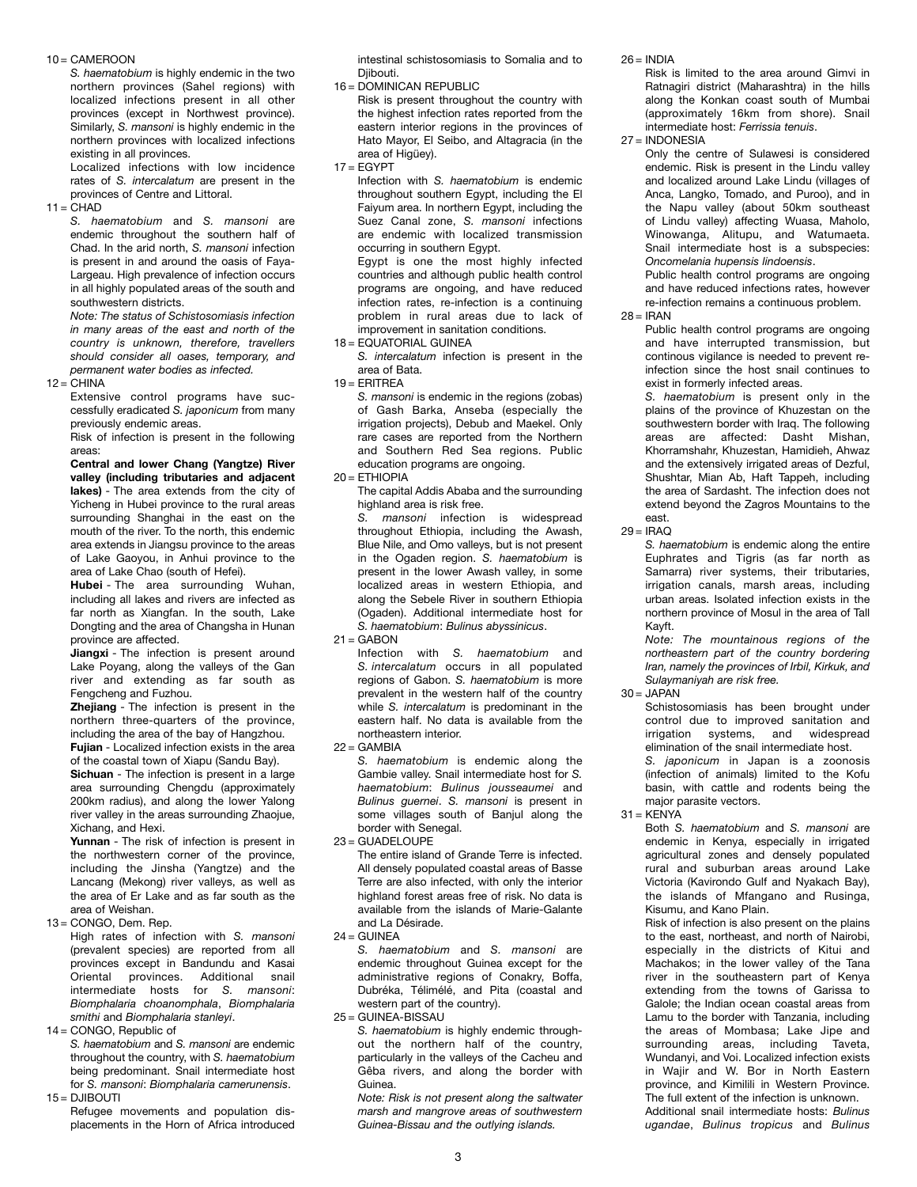10 = CAMEROON

*S. haematobium* is highly endemic in the two northern provinces (Sahel regions) with localized infections present in all other provinces (except in Northwest province). Similarly, *S. mansoni* is highly endemic in the northern provinces with localized infections existing in all provinces.

Localized infections with low incidence rates of *S. intercalatum* are present in the provinces of Centre and Littoral.

11 = CHAD

*S. haematobium* and *S. mansoni* are endemic throughout the southern half of Chad. In the arid north, *S. mansoni* infection is present in and around the oasis of Faya-Largeau. High prevalence of infection occurs in all highly populated areas of the south and southwestern districts.

*Note: The status of Schistosomiasis infection in many areas of the east and north of the country is unknown, therefore, travellers should consider all oases, temporary, and permanent water bodies as infected.*

12 = CHINA

Extensive control programs have successfully eradicated *S. japonicum* from many previously endemic areas.

Risk of infection is present in the following areas:

**Central and lower Chang (Yangtze) River valley (including tributaries and adjacent lakes)** - The area extends from the city of Yicheng in Hubei province to the rural areas surrounding Shanghai in the east on the mouth of the river. To the north, this endemic area extends in Jiangsu province to the areas of Lake Gaoyou, in Anhui province to the area of Lake Chao (south of Hefei).

**Hubei** - The area surrounding Wuhan, including all lakes and rivers are infected as far north as Xiangfan. In the south, Lake Dongting and the area of Changsha in Hunan province are affected.

**Jiangxi** - The infection is present around Lake Poyang, along the valleys of the Gan river and extending as far south as Fengcheng and Fuzhou.

**Zhejiang** - The infection is present in the northern three-quarters of the province, including the area of the bay of Hangzhou.

**Fujian** - Localized infection exists in the area of the coastal town of Xiapu (Sandu Bay).

**Sichuan** - The infection is present in a large area surrounding Chengdu (approximately 200km radius), and along the lower Yalong river valley in the areas surrounding Zhaojue, Xichang, and Hexi.

**Yunnan** - The risk of infection is present in the northwestern corner of the province, including the Jinsha (Yangtze) and the Lancang (Mekong) river valleys, as well as the area of Er Lake and as far south as the area of Weishan.

13 = CONGO, Dem. Rep.

High rates of infection with *S. mansoni* (prevalent species) are reported from all provinces except in Bandundu and Kasai Oriental provinces. Additional snail intermediate hosts for *S. mansoni*: *Biomphalaria choanomphala*, *Biomphalaria smithi* and *Biomphalaria stanleyi*.

14 = CONGO, Republic of

*S. haematobium* and *S. mansoni* are endemic throughout the country, with *S. haematobium* being predominant. Snail intermediate host for *S. mansoni*: *Biomphalaria camerunensis*.

15 = DJIBOUTI

Refugee movements and population displacements in the Horn of Africa introduced intestinal schistosomiasis to Somalia and to Djibouti.

16 = DOMINICAN REPUBLIC

Risk is present throughout the country with the highest infection rates reported from the eastern interior regions in the provinces of Hato Mayor, El Seibo, and Altagracia (in the area of Higüey).

17 = EGYPT

Infection with *S. haematobium* is endemic throughout southern Egypt, including the El Faiyum area. In northern Egypt, including the Suez Canal zone, *S. mansoni* infections are endemic with localized transmission occurring in southern Egypt.

Egypt is one the most highly infected countries and although public health control programs are ongoing, and have reduced infection rates, re-infection is a continuing problem in rural areas due to lack of improvement in sanitation conditions.

18 = EQUATORIAL GUINEA

*S. intercalatum* infection is present in the area of Bata.

19 = ERITREA

*S. mansoni* is endemic in the regions (zobas) of Gash Barka, Anseba (especially the irrigation projects), Debub and Maekel. Only rare cases are reported from the Northern and Southern Red Sea regions. Public education programs are ongoing.

20 = ETHIOPIA

The capital Addis Ababa and the surrounding highland area is risk free.

*S. mansoni* infection is widespread throughout Ethiopia, including the Awash, Blue Nile, and Omo valleys, but is not present in the Ogaden region. *S. haematobium* is present in the lower Awash valley, in some localized areas in western Ethiopia, and along the Sebele River in southern Ethiopia (Ogaden). Additional intermediate host for *S. haematobium*: *Bulinus abyssinicus*.

21 = GABON

Infection with *S. haematobium* and *S. intercalatum* occurs in all populated regions of Gabon. *S. haematobium* is more prevalent in the western half of the country while *S. intercalatum* is predominant in the eastern half. No data is available from the northeastern interior.

22 = GAMBIA

*S. haematobium* is endemic along the Gambie valley. Snail intermediate host for *S. haematobium*: *Bulinus jousseaumei* and *Bulinus guernei*. *S. mansoni* is present in some villages south of Banjul along the border with Senegal.

23 = GUADELOUPE

The entire island of Grande Terre is infected. All densely populated coastal areas of Basse Terre are also infected, with only the interior highland forest areas free of risk. No data is available from the islands of Marie-Galante and La Désirade.

24 = GUINEA

*S. haematobium* and *S. mansoni* are endemic throughout Guinea except for the administrative regions of Conakry, Boffa, Dubréka, Télimélé, and Pita (coastal and western part of the country).

25 = GUINEA-BISSAU

*S. haematobium* is highly endemic throughout the northern half of the country, particularly in the valleys of the Cacheu and Gêba rivers, and along the border with Guinea.

*Note: Risk is not present along the saltwater marsh and mangrove areas of southwestern Guinea-Bissau and the outlying islands.*

26 = INDIA

Risk is limited to the area around Gimvi in Ratnagiri district (Maharashtra) in the hills along the Konkan coast south of Mumbai (approximately 16km from shore). Snail intermediate host: *Ferrissia tenuis*.

27 = INDONESIA

Only the centre of Sulawesi is considered endemic. Risk is present in the Lindu valley and localized around Lake Lindu (villages of Anca, Langko, Tomado, and Puroo), and in the Napu valley (about 50km southeast of Lindu valley) affecting Wuasa, Maholo, Winowanga, Alitupu, and Watumaeta. Snail intermediate host is a subspecies: *Oncomelania hupensis lindoensis*.

Public health control programs are ongoing and have reduced infections rates, however re-infection remains a continuous problem.

28 = IRAN

Public health control programs are ongoing and have interrupted transmission, but continous vigilance is needed to prevent re-infection since the host snail continues to exist in formerly infected areas.

*S. haematobium* is present only in the plains of the province of Khuzestan on the southwestern border with Iraq. The following areas are affected: Dasht Mishan, Khorramshahr, Khuzestan, Hamidieh, Ahwaz and the extensively irrigated areas of Dezful, Shushtar, Mian Ab, Haft Tappeh, including the area of Sardasht. The infection does not extend beyond the Zagros Mountains to the east.

29 = IRAQ

*S. haematobium* is endemic along the entire Euphrates and Tigris (as far north as Samarra) river systems, their tributaries, irrigation canals, marsh areas, including urban areas. Isolated infection exists in the northern province of Mosul in the area of Tall Kayft.

*Note: The mountainous regions of the northeastern part of the country bordering Iran, namely the provinces of Irbil, Kirkuk, and Sulaymaniyah are risk free.*

30 = JAPAN

Schistosomiasis has been brought under control due to improved sanitation and irrigation systems, and widespread elimination of the snail intermediate host.

*S. japonicum* in Japan is a zoonosis (infection of animals) limited to the Kofu basin, with cattle and rodents being the major parasite vectors.

31 = KENYA

Both *S. haematobium* and *S. mansoni* are endemic in Kenya, especially in irrigated agricultural zones and densely populated rural and suburban areas around Lake Victoria (Kavirondo Gulf and Nyakach Bay), the islands of Mfangano and Rusinga, Kisumu, and Kano Plain.

Risk of infection is also present on the plains to the east, northeast, and north of Nairobi, especially in the districts of Kitui and Machakos; in the lower valley of the Tana river in the southeastern part of Kenya extending from the towns of Garissa to Galole; the Indian ocean coastal areas from Lamu to the border with Tanzania, including the areas of Mombasa; Lake Jipe and surrounding areas, including Taveta, Wundanyi, and Voi. Localized infection exists in Wajir and W. Bor in North Eastern province, and Kimilili in Western Province. The full extent of the infection is unknown.

Additional snail intermediate hosts: *Bulinus ugandae*, *Bulinus tropicus* and *Bulinus*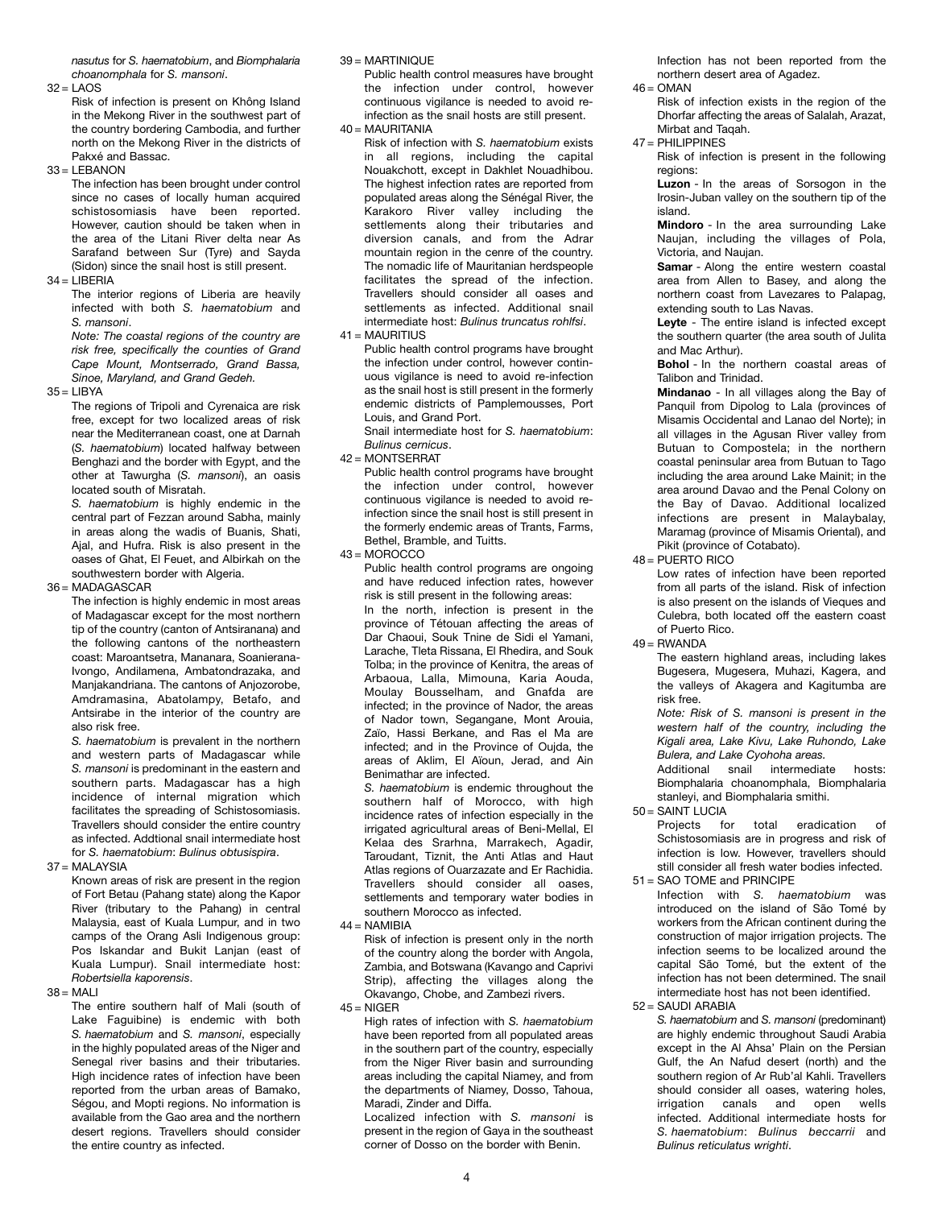*nasutus* for *S. haematobium*, and *Biomphalaria choanomphala* for *S. mansoni*.

32 = LAOS

Risk of infection is present on Không Island in the Mekong River in the southwest part of the country bordering Cambodia, and further north on the Mekong River in the districts of Pakxé and Bassac.

33 = LEBANON

The infection has been brought under control since no cases of locally human acquired schistosomiasis have been reported. However, caution should be taken when in the area of the Litani River delta near As Sarafand between Sur (Tyre) and Sayda (Sidon) since the snail host is still present.

34 = LIBERIA

The interior regions of Liberia are heavily infected with both *S. haematobium* and *S. mansoni*.

*Note: The coastal regions of the country are risk free, specifically the counties of Grand Cape Mount, Montserrado, Grand Bassa, Sinoe, Maryland, and Grand Gedeh.*

35 = LIBYA

The regions of Tripoli and Cyrenaica are risk free, except for two localized areas of risk near the Mediterranean coast, one at Darnah (*S. haematobium*) located halfway between Benghazi and the border with Egypt, and the other at Tawurgha (*S. mansoni*), an oasis located south of Misratah.

*S. haematobium* is highly endemic in the central part of Fezzan around Sabha, mainly in areas along the wadis of Buanis, Shati, Ajal, and Hufra. Risk is also present in the oases of Ghat, El Feuet, and Albirkah on the southwestern border with Algeria.

36 = MADAGASCAR

The infection is highly endemic in most areas of Madagascar except for the most northern tip of the country (canton of Antsiranana) and the following cantons of the northeastern coast: Maroantsetra, Mananara, Soanierana-Ivongo, Andilamena, Ambatondrazaka, and Manjakandriana. The cantons of Anjozorobe, Amdramasina, Abatolampy, Betafo, and Antsirabe in the interior of the country are also risk free.

*S. haematobium* is prevalent in the northern and western parts of Madagascar while *S. mansoni* is predominant in the eastern and southern parts. Madagascar has a high incidence of internal migration which facilitates the spreading of Schistosomiasis. Travellers should consider the entire country as infected. Addtional snail intermediate host for *S. haematobium*: *Bulinus obtusispira*.

37 = MALAYSIA

Known areas of risk are present in the region of Fort Betau (Pahang state) along the Kapor River (tributary to the Pahang) in central Malaysia, east of Kuala Lumpur, and in two camps of the Orang Asli Indigenous group: Pos Iskandar and Bukit Lanjan (east of Kuala Lumpur). Snail intermediate host: *Robertsiella kaporensis*.

38 = MALI

The entire southern half of Mali (south of Lake Faguibine) is endemic with both *S. haematobium* and *S. mansoni*, especially in the highly populated areas of the Niger and Senegal river basins and their tributaries. High incidence rates of infection have been reported from the urban areas of Bamako, Ségou, and Mopti regions. No information is available from the Gao area and the northern desert regions. Travellers should consider the entire country as infected.

39 = MARTINIQUE

Public health control measures have brought the infection under control, however continuous vigilance is needed to avoid re-infection as the snail hosts are still present.

40 = MAURITANIA

Risk of infection with *S. haematobium* exists in all regions, including the capital Nouakchott, except in Dakhlet Nouadhibou. The highest infection rates are reported from populated areas along the Sénégal River, the Karakoro River valley including the settlements along their tributaries and diversion canals, and from the Adrar mountain region in the cenre of the country. The nomadic life of Mauritanian herdspeople facilitates the spread of the infection. Travellers should consider all oases and settlements as infected. Additional snail intermediate host: *Bulinus truncatus rohlfsi*.

41 = MAURITIUS

Public health control programs have brought the infection under control, however continuous vigilance is need to avoid re-infection as the snail host is still present in the formerly endemic districts of Pamplemousses, Port Louis, and Grand Port.

Snail intermediate host for *S. haematobium*: *Bulinus cernicus*.

42 = MONTSERRAT

Public health control programs have brought the infection under control, however continuous vigilance is needed to avoid re-infection since the snail host is still present in the formerly endemic areas of Trants, Farms, Bethel, Bramble, and Tuitts.

43 = MOROCCO

Public health control programs are ongoing and have reduced infection rates, however risk is still present in the following areas:

In the north, infection is present in the province of Tétouan affecting the areas of Dar Chaoui, Souk Tnine de Sidi el Yamani, Larache, Tleta Rissana, El Rhedira, and Souk Tolba; in the province of Kenitra, the areas of Arbaoua, Lalla, Mimouna, Karia Aouda, Moulay Bousselham, and Gnafda are infected; in the province of Nador, the areas of Nador town, Segangane, Mont Arouia, Zaïo, Hassi Berkane, and Ras el Ma are infected; and in the Province of Oujda, the areas of Aklim, El Aïoun, Jerad, and Ain Benimathar are infected.

*S. haematobium* is endemic throughout the southern half of Morocco, with high incidence rates of infection especially in the irrigated agricultural areas of Beni-Mellal, El Kelaa des Srarhna, Marrakech, Agadir, Taroudant, Tiznit, the Anti Atlas and Haut Atlas regions of Ouarzazate and Er Rachidia. Travellers should consider all oases, settlements and temporary water bodies in southern Morocco as infected.

44 = NAMIBIA

Risk of infection is present only in the north of the country along the border with Angola, Zambia, and Botswana (Kavango and Caprivi Strip), affecting the villages along the Okavango, Chobe, and Zambezi rivers.

45 = NIGER

High rates of infection with *S. haematobium* have been reported from all populated areas in the southern part of the country, especially from the Niger River basin and surrounding areas including the capital Niamey, and from the departments of Niamey, Dosso, Tahoua, Maradi, Zinder and Diffa.

Localized infection with *S. mansoni* is present in the region of Gaya in the southeast corner of Dosso on the border with Benin.

Infection has not been reported from the northern desert area of Agadez.

46 = OMAN

Risk of infection exists in the region of the Dhorfar affecting the areas of Salalah, Arazat, Mirbat and Taqah.

47 = PHILIPPINES

Risk of infection is present in the following regions:

**Luzon** - In the areas of Sorsogon in the Irosin-Juban valley on the southern tip of the island.

**Mindoro** - In the area surrounding Lake Naujan, including the villages of Pola, Victoria, and Naujan.

**Samar** - Along the entire western coastal area from Allen to Basey, and along the northern coast from Lavezares to Palapag, extending south to Las Navas.

**Leyte** - The entire island is infected except the southern quarter (the area south of Julita and Mac Arthur).

**Bohol** - In the northern coastal areas of Talibon and Trinidad.

**Mindanao** - In all villages along the Bay of Panquil from Dipolog to Lala (provinces of Misamis Occidental and Lanao del Norte); in all villages in the Agusan River valley from Butuan to Compostela; in the northern coastal peninsular area from Butuan to Tago including the area around Lake Mainit; in the area around Davao and the Penal Colony on the Bay of Davao. Additional localized infections are present in Malaybalay, Maramag (province of Misamis Oriental), and Pikit (province of Cotabato).

48 = PUERTO RICO

Low rates of infection have been reported from all parts of the island. Risk of infection is also present on the islands of Vieques and Culebra, both located off the eastern coast of Puerto Rico.

49 = RWANDA

The eastern highland areas, including lakes Bugesera, Mugesera, Muhazi, Kagera, and the valleys of Akagera and Kagitumba are risk free.

*Note: Risk of S. mansoni is present in the western half of the country, including the Kigali area, Lake Kivu, Lake Ruhondo, Lake Bulera, and Lake Cyohoha areas.*

Additional snail intermediate hosts: Biomphalaria choanomphala, Biomphalaria stanleyi, and Biomphalaria smithi.

50 = SAINT LUCIA

Projects for total eradication of Schistosomiasis are in progress and risk of infection is low. However, travellers should still consider all fresh water bodies infected.

51 = SAO TOME and PRINCIPE

Infection with *S. haematobium* was introduced on the island of São Tomé by workers from the African continent during the construction of major irrigation projects. The infection seems to be localized around the capital São Tomé, but the extent of the infection has not been determined. The snail intermediate host has not been identified.

52 = SAUDI ARABIA

*S. haematobium* and *S. mansoni* (predominant) are highly endemic throughout Saudi Arabia except in the Al Ahsa' Plain on the Persian Gulf, the An Nafud desert (north) and the southern region of Ar Rub'al Kahli. Travellers should consider all oases, watering holes, irrigation canals and open wells infected. Additional intermediate hosts for *S. haematobium*: *Bulinus beccarrii* and *Bulinus reticulatus wrighti*.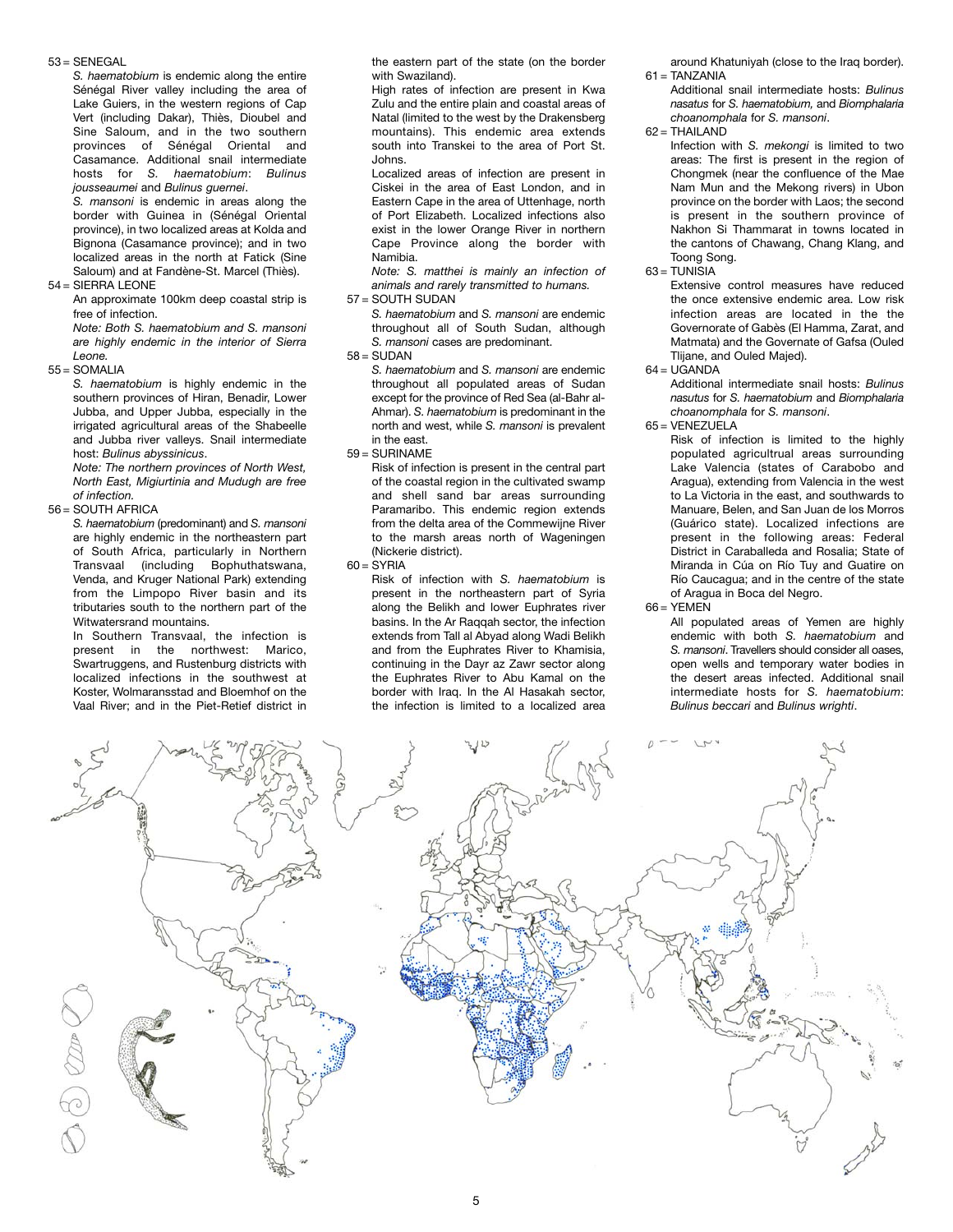53 = SENEGAL

*S. haematobium* is endemic along the entire Sénégal River valley including the area of Lake Guiers, in the western regions of Cap Vert (including Dakar), Thiès, Dioubel and Sine Saloum, and in the two southern provinces of Sénégal Oriental and Casamance. Additional snail intermediate hosts for *S. haematobium*: *Bulinus jousseaumei* and *Bulinus guernei*.

*S. mansoni* is endemic in areas along the border with Guinea in (Sénégal Oriental province), in two localized areas at Kolda and Bignona (Casamance province); and in two localized areas in the north at Fatick (Sine Saloum) and at Fandène-St. Marcel (Thiès).

54 = SIERRA LEONE

An approximate 100km deep coastal strip is free of infection.

*Note: Both S. haematobium and S. mansoni are highly endemic in the interior of Sierra Leone.*

55 = SOMALIA

*S. haematobium* is highly endemic in the southern provinces of Hiran, Benadir, Lower Jubba, and Upper Jubba, especially in the irrigated agricultural areas of the Shabeelle and Jubba river valleys. Snail intermediate host: *Bulinus abyssinicus*.

*Note: The northern provinces of North West, North East, Migiurtinia and Mudugh are free of infection.*

56 = SOUTH AFRICA

*S. haematobium* (predominant) and *S. mansoni* are highly endemic in the northeastern part of South Africa, particularly in Northern Transvaal (including Bophuthatswana, Venda, and Kruger National Park) extending from the Limpopo River basin and its tributaries south to the northern part of the Witwatersrand mountains.

In Southern Transvaal, the infection is present in the northwest: Marico, Swartruggens, and Rustenburg districts with localized infections in the southwest at Koster, Wolmaransstad and Bloemhof on the Vaal River; and in the Piet-Retief district in the eastern part of the state (on the border with Swaziland).

High rates of infection are present in Kwa Zulu and the entire plain and coastal areas of Natal (limited to the west by the Drakensberg mountains). This endemic area extends south into Transkei to the area of Port St. Johns.

Localized areas of infection are present in Ciskei in the area of East London, and in Eastern Cape in the area of Uttenhage, north of Port Elizabeth. Localized infections also exist in the lower Orange River in northern Cape Province along the border with Namibia.

*Note: S. matthei is mainly an infection of animals and rarely transmitted to humans.*

57 = SOUTH SUDAN

*S. haematobium* and *S. mansoni* are endemic throughout all of South Sudan, although *S. mansoni* cases are predominant.

58 = SUDAN

*S. haematobium* and *S. mansoni* are endemic throughout all populated areas of Sudan except for the province of Red Sea (al-Bahr al-Ahmar). *S. haematobium* is predominant in the north and west, while *S. mansoni* is prevalent in the east.

59 = SURINAME

Risk of infection is present in the central part of the coastal region in the cultivated swamp and shell sand bar areas surrounding Paramaribo. This endemic region extends from the delta area of the Commewijne River to the marsh areas north of Wageningen (Nickerie district).

60 = SYRIA

Risk of infection with *S. haematobium* is present in the northeastern part of Syria along the Belikh and lower Euphrates river basins. In the Ar Raqqah sector, the infection extends from Tall al Abyad along Wadi Belikh and from the Euphrates River to Khamisia, continuing in the Dayr az Zawr sector along the Euphrates River to Abu Kamal on the border with Iraq. In the Al Hasakah sector, the infection is limited to a localized area around Khatuniyah (close to the Iraq border).

61 = TANZANIA

Additional snail intermediate hosts: *Bulinus nasatus* for *S. haematobium,* and *Biomphalaria choanomphala* for *S. mansoni*.

62 = THAILAND

Infection with *S. mekongi* is limited to two areas: The first is present in the region of Chongmek (near the confluence of the Mae Nam Mun and the Mekong rivers) in Ubon province on the border with Laos; the second is present in the southern province of Nakhon Si Thammarat in towns located in the cantons of Chawang, Chang Klang, and Toong Song.

63 = TUNISIA

Extensive control measures have reduced the once extensive endemic area. Low risk infection areas are located in the the Governorate of Gabès (El Hamma, Zarat, and Matmata) and the Governate of Gafsa (Ouled Tlijane, and Ouled Majed).

64 = UGANDA

Additional intermediate snail hosts: *Bulinus nasutus* for *S. haematobium* and *Biomphalaria choanomphala* for *S. mansoni*.

65 = VENEZUELA

Risk of infection is limited to the highly populated agricultrual areas surrounding Lake Valencia (states of Carabobo and Aragua), extending from Valencia in the west to La Victoria in the east, and southwards to Manuare, Belen, and San Juan de los Morros (Guárico state). Localized infections are present in the following areas: Federal District in Caraballeda and Rosalia; State of Miranda in Cúa on Río Tuy and Guatire on Río Caucagua; and in the centre of the state of Aragua in Boca del Negro.

66 = YEMEN

All populated areas of Yemen are highly endemic with both *S. haematobium* and *S. mansoni*. Travellers should consider all oases, open wells and temporary water bodies in the desert areas infected. Additional snail intermediate hosts for *S. haematobium*: *Bulinus beccari* and *Bulinus wrighti*.